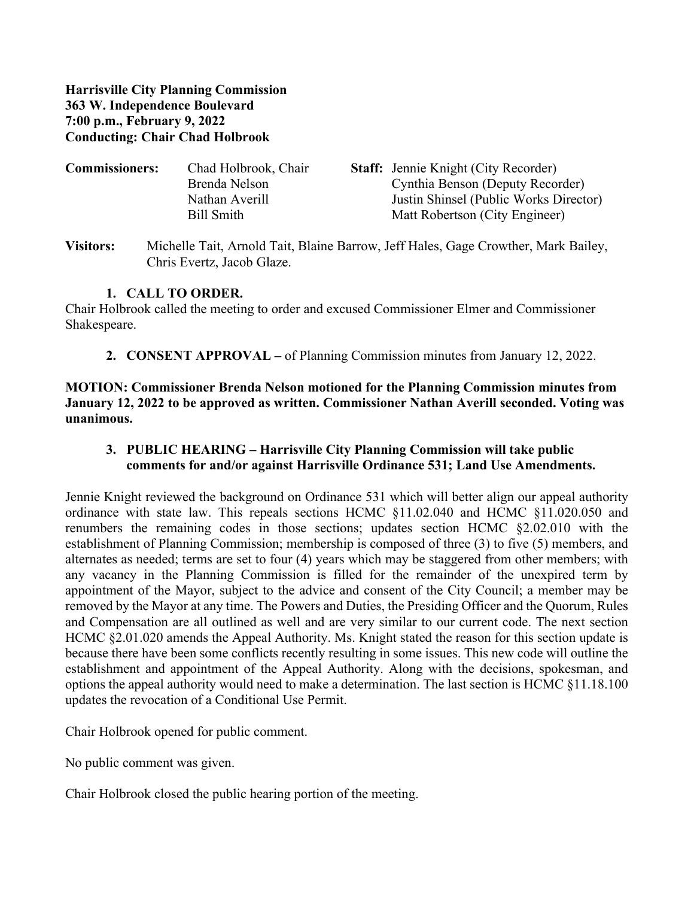**Harrisville City Planning Commission**
**363 W. Independence Boulevard**
**7:00 p.m., February 9, 2022**
**Conducting: Chair Chad Holbrook**

| **Commissioners:** | | **Staff:** |
|---|---|---|
| | Chad Holbrook, Chair | Jennie Knight (City Recorder) |
| | Brenda Nelson | Cynthia Benson (Deputy Recorder) |
| | Nathan Averill | Justin Shinsel (Public Works Director) |
| | Bill Smith | Matt Robertson (City Engineer) |

**Visitors:** Michelle Tait, Arnold Tait, Blaine Barrow, Jeff Hales, Gage Crowther, Mark Bailey, Chris Evertz, Jacob Glaze.

1. **CALL TO ORDER.**

Chair Holbrook called the meeting to order and excused Commissioner Elmer and Commissioner Shakespeare.

2. **CONSENT APPROVAL –** of Planning Commission minutes from January 12, 2022.

**MOTION: Commissioner Brenda Nelson motioned for the Planning Commission minutes from January 12, 2022 to be approved as written. Commissioner Nathan Averill seconded. Voting was unanimous.**

3. **PUBLIC HEARING – Harrisville City Planning Commission will take public comments for and/or against Harrisville Ordinance 531; Land Use Amendments.**

Jennie Knight reviewed the background on Ordinance 531 which will better align our appeal authority ordinance with state law. This repeals sections HCMC §11.02.040 and HCMC §11.020.050 and renumbers the remaining codes in those sections; updates section HCMC §2.02.010 with the establishment of Planning Commission; membership is composed of three (3) to five (5) members, and alternates as needed; terms are set to four (4) years which may be staggered from other members; with any vacancy in the Planning Commission is filled for the remainder of the unexpired term by appointment of the Mayor, subject to the advice and consent of the City Council; a member may be removed by the Mayor at any time. The Powers and Duties, the Presiding Officer and the Quorum, Rules and Compensation are all outlined as well and are very similar to our current code. The next section HCMC §2.01.020 amends the Appeal Authority. Ms. Knight stated the reason for this section update is because there have been some conflicts recently resulting in some issues. This new code will outline the establishment and appointment of the Appeal Authority. Along with the decisions, spokesman, and options the appeal authority would need to make a determination. The last section is HCMC §11.18.100 updates the revocation of a Conditional Use Permit.

Chair Holbrook opened for public comment.

No public comment was given.

Chair Holbrook closed the public hearing portion of the meeting.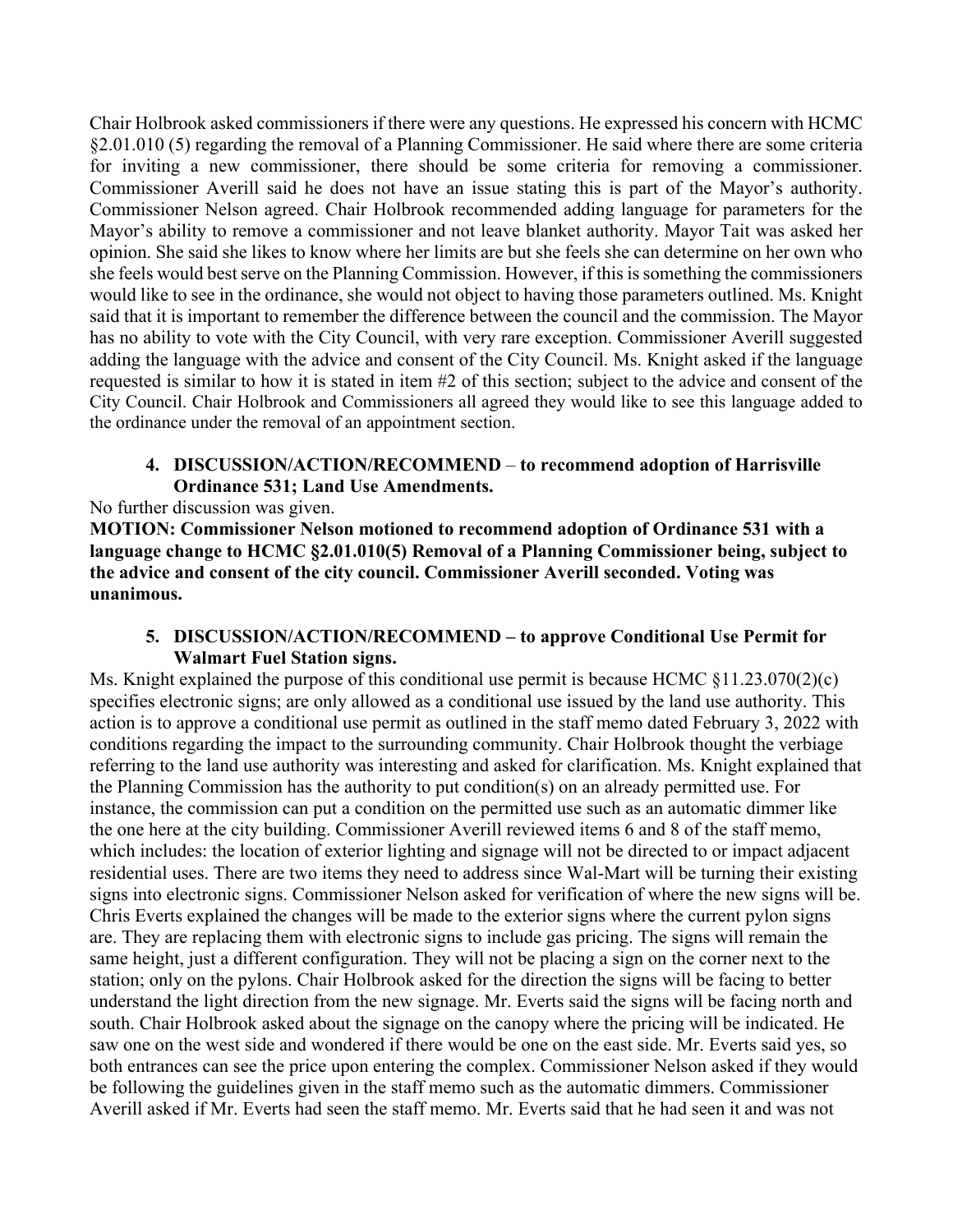Chair Holbrook asked commissioners if there were any questions. He expressed his concern with HCMC §2.01.010 (5) regarding the removal of a Planning Commissioner. He said where there are some criteria for inviting a new commissioner, there should be some criteria for removing a commissioner. Commissioner Averill said he does not have an issue stating this is part of the Mayor's authority. Commissioner Nelson agreed. Chair Holbrook recommended adding language for parameters for the Mayor's ability to remove a commissioner and not leave blanket authority. Mayor Tait was asked her opinion. She said she likes to know where her limits are but she feels she can determine on her own who she feels would best serve on the Planning Commission. However, if this is something the commissioners would like to see in the ordinance, she would not object to having those parameters outlined. Ms. Knight said that it is important to remember the difference between the council and the commission. The Mayor has no ability to vote with the City Council, with very rare exception. Commissioner Averill suggested adding the language with the advice and consent of the City Council. Ms. Knight asked if the language requested is similar to how it is stated in item #2 of this section; subject to the advice and consent of the City Council. Chair Holbrook and Commissioners all agreed they would like to see this language added to the ordinance under the removal of an appointment section.

4. **DISCUSSION/ACTION/RECOMMEND – to recommend adoption of Harrisville Ordinance 531; Land Use Amendments.**

No further discussion was given.

**MOTION: Commissioner Nelson motioned to recommend adoption of Ordinance 531 with a language change to HCMC §2.01.010(5) Removal of a Planning Commissioner being, subject to the advice and consent of the city council. Commissioner Averill seconded. Voting was unanimous.**

5. **DISCUSSION/ACTION/RECOMMEND – to approve Conditional Use Permit for Walmart Fuel Station signs.**

Ms. Knight explained the purpose of this conditional use permit is because HCMC §11.23.070(2)(c) specifies electronic signs; are only allowed as a conditional use issued by the land use authority. This action is to approve a conditional use permit as outlined in the staff memo dated February 3, 2022 with conditions regarding the impact to the surrounding community. Chair Holbrook thought the verbiage referring to the land use authority was interesting and asked for clarification. Ms. Knight explained that the Planning Commission has the authority to put condition(s) on an already permitted use. For instance, the commission can put a condition on the permitted use such as an automatic dimmer like the one here at the city building. Commissioner Averill reviewed items 6 and 8 of the staff memo, which includes: the location of exterior lighting and signage will not be directed to or impact adjacent residential uses. There are two items they need to address since Wal-Mart will be turning their existing signs into electronic signs. Commissioner Nelson asked for verification of where the new signs will be. Chris Everts explained the changes will be made to the exterior signs where the current pylon signs are. They are replacing them with electronic signs to include gas pricing. The signs will remain the same height, just a different configuration. They will not be placing a sign on the corner next to the station; only on the pylons. Chair Holbrook asked for the direction the signs will be facing to better understand the light direction from the new signage. Mr. Everts said the signs will be facing north and south. Chair Holbrook asked about the signage on the canopy where the pricing will be indicated. He saw one on the west side and wondered if there would be one on the east side. Mr. Everts said yes, so both entrances can see the price upon entering the complex. Commissioner Nelson asked if they would be following the guidelines given in the staff memo such as the automatic dimmers. Commissioner Averill asked if Mr. Everts had seen the staff memo. Mr. Everts said that he had seen it and was not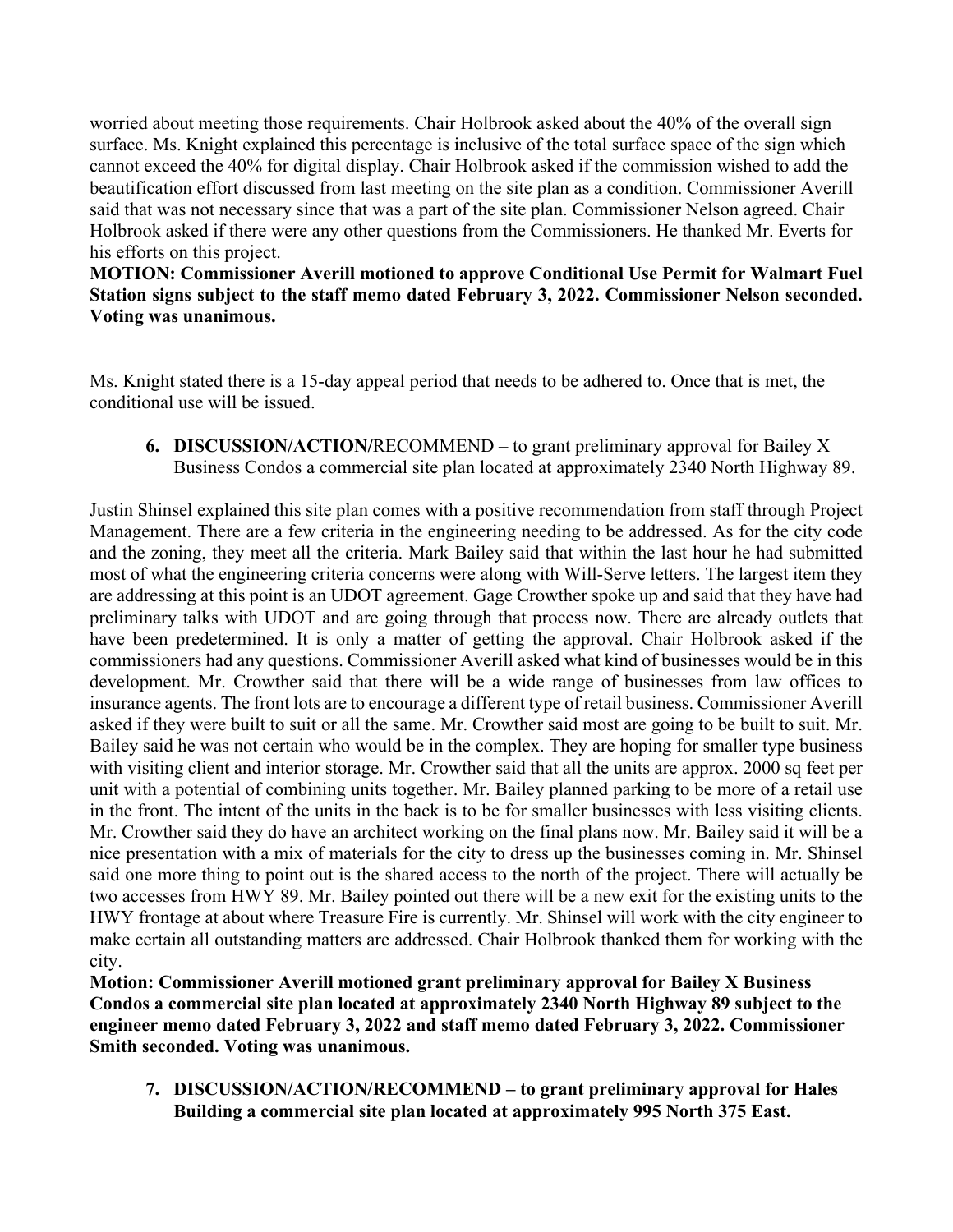worried about meeting those requirements. Chair Holbrook asked about the 40% of the overall sign surface. Ms. Knight explained this percentage is inclusive of the total surface space of the sign which cannot exceed the 40% for digital display. Chair Holbrook asked if the commission wished to add the beautification effort discussed from last meeting on the site plan as a condition. Commissioner Averill said that was not necessary since that was a part of the site plan. Commissioner Nelson agreed. Chair Holbrook asked if there were any other questions from the Commissioners. He thanked Mr. Everts for his efforts on this project.

**MOTION: Commissioner Averill motioned to approve Conditional Use Permit for Walmart Fuel Station signs subject to the staff memo dated February 3, 2022. Commissioner Nelson seconded. Voting was unanimous.**

Ms. Knight stated there is a 15-day appeal period that needs to be adhered to. Once that is met, the conditional use will be issued.

6. **DISCUSSION/ACTION/**RECOMMEND – to grant preliminary approval for Bailey X Business Condos a commercial site plan located at approximately 2340 North Highway 89.

Justin Shinsel explained this site plan comes with a positive recommendation from staff through Project Management. There are a few criteria in the engineering needing to be addressed. As for the city code and the zoning, they meet all the criteria. Mark Bailey said that within the last hour he had submitted most of what the engineering criteria concerns were along with Will-Serve letters. The largest item they are addressing at this point is an UDOT agreement. Gage Crowther spoke up and said that they have had preliminary talks with UDOT and are going through that process now. There are already outlets that have been predetermined. It is only a matter of getting the approval. Chair Holbrook asked if the commissioners had any questions. Commissioner Averill asked what kind of businesses would be in this development. Mr. Crowther said that there will be a wide range of businesses from law offices to insurance agents. The front lots are to encourage a different type of retail business. Commissioner Averill asked if they were built to suit or all the same. Mr. Crowther said most are going to be built to suit. Mr. Bailey said he was not certain who would be in the complex. They are hoping for smaller type business with visiting client and interior storage. Mr. Crowther said that all the units are approx. 2000 sq feet per unit with a potential of combining units together. Mr. Bailey planned parking to be more of a retail use in the front. The intent of the units in the back is to be for smaller businesses with less visiting clients. Mr. Crowther said they do have an architect working on the final plans now. Mr. Bailey said it will be a nice presentation with a mix of materials for the city to dress up the businesses coming in. Mr. Shinsel said one more thing to point out is the shared access to the north of the project. There will actually be two accesses from HWY 89. Mr. Bailey pointed out there will be a new exit for the existing units to the HWY frontage at about where Treasure Fire is currently. Mr. Shinsel will work with the city engineer to make certain all outstanding matters are addressed. Chair Holbrook thanked them for working with the city.

**Motion: Commissioner Averill motioned grant preliminary approval for Bailey X Business Condos a commercial site plan located at approximately 2340 North Highway 89 subject to the engineer memo dated February 3, 2022 and staff memo dated February 3, 2022. Commissioner Smith seconded. Voting was unanimous.**

7. **DISCUSSION/ACTION/RECOMMEND – to grant preliminary approval for Hales Building a commercial site plan located at approximately 995 North 375 East.**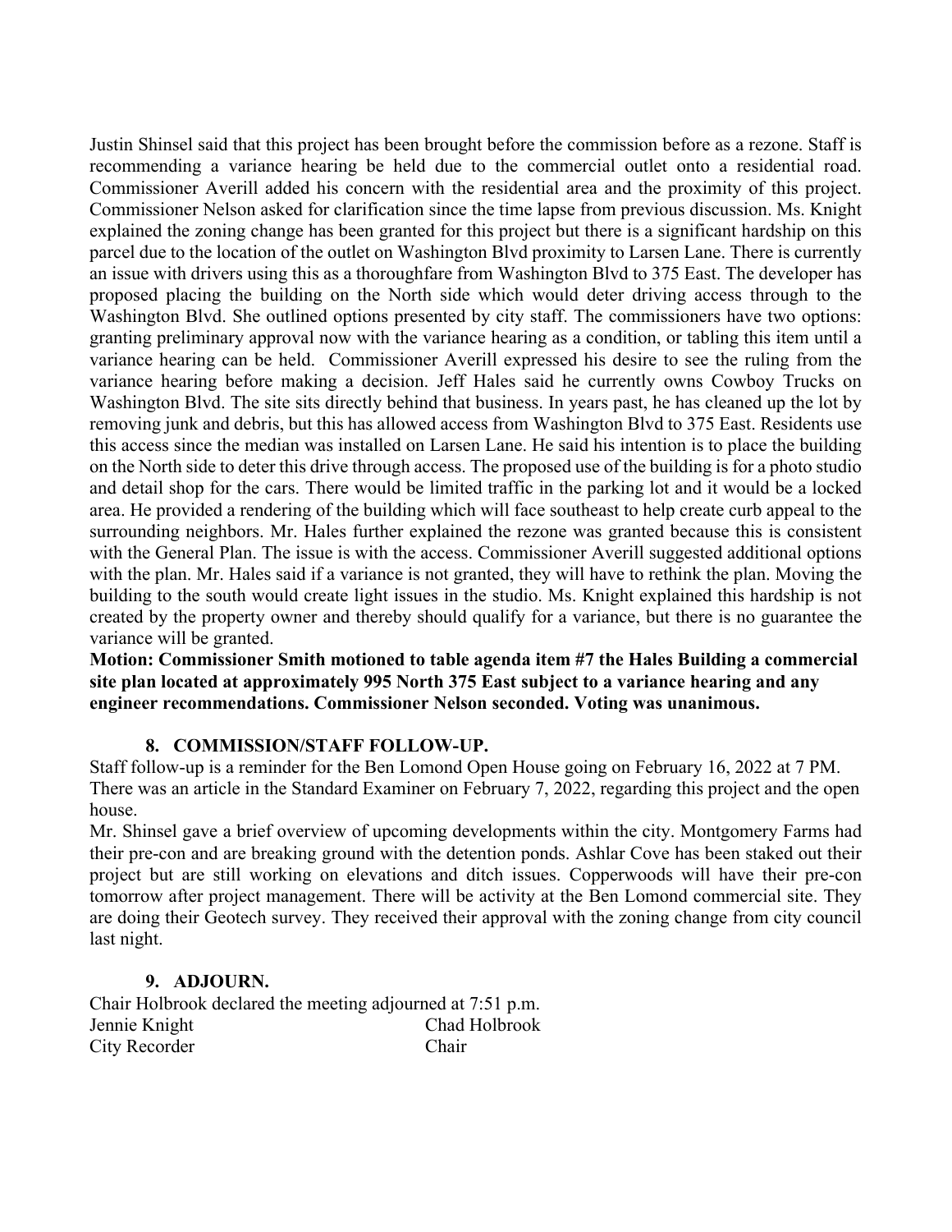Justin Shinsel said that this project has been brought before the commission before as a rezone. Staff is recommending a variance hearing be held due to the commercial outlet onto a residential road. Commissioner Averill added his concern with the residential area and the proximity of this project. Commissioner Nelson asked for clarification since the time lapse from previous discussion. Ms. Knight explained the zoning change has been granted for this project but there is a significant hardship on this parcel due to the location of the outlet on Washington Blvd proximity to Larsen Lane. There is currently an issue with drivers using this as a thoroughfare from Washington Blvd to 375 East. The developer has proposed placing the building on the North side which would deter driving access through to the Washington Blvd. She outlined options presented by city staff. The commissioners have two options: granting preliminary approval now with the variance hearing as a condition, or tabling this item until a variance hearing can be held. Commissioner Averill expressed his desire to see the ruling from the variance hearing before making a decision. Jeff Hales said he currently owns Cowboy Trucks on Washington Blvd. The site sits directly behind that business. In years past, he has cleaned up the lot by removing junk and debris, but this has allowed access from Washington Blvd to 375 East. Residents use this access since the median was installed on Larsen Lane. He said his intention is to place the building on the North side to deter this drive through access. The proposed use of the building is for a photo studio and detail shop for the cars. There would be limited traffic in the parking lot and it would be a locked area. He provided a rendering of the building which will face southeast to help create curb appeal to the surrounding neighbors. Mr. Hales further explained the rezone was granted because this is consistent with the General Plan. The issue is with the access. Commissioner Averill suggested additional options with the plan. Mr. Hales said if a variance is not granted, they will have to rethink the plan. Moving the building to the south would create light issues in the studio. Ms. Knight explained this hardship is not created by the property owner and thereby should qualify for a variance, but there is no guarantee the variance will be granted.

**Motion: Commissioner Smith motioned to table agenda item #7 the Hales Building a commercial site plan located at approximately 995 North 375 East subject to a variance hearing and any engineer recommendations. Commissioner Nelson seconded. Voting was unanimous.**

### 8. COMMISSION/STAFF FOLLOW-UP.

Staff follow-up is a reminder for the Ben Lomond Open House going on February 16, 2022 at 7 PM. There was an article in the Standard Examiner on February 7, 2022, regarding this project and the open house.

Mr. Shinsel gave a brief overview of upcoming developments within the city. Montgomery Farms had their pre-con and are breaking ground with the detention ponds. Ashlar Cove has been staked out their project but are still working on elevations and ditch issues. Copperwoods will have their pre-con tomorrow after project management. There will be activity at the Ben Lomond commercial site. They are doing their Geotech survey. They received their approval with the zoning change from city council last night.

### 9. ADJOURN.

Chair Holbrook declared the meeting adjourned at 7:51 p.m.

| | |
|---|---|
| Jennie Knight | Chad Holbrook |
| City Recorder | Chair |